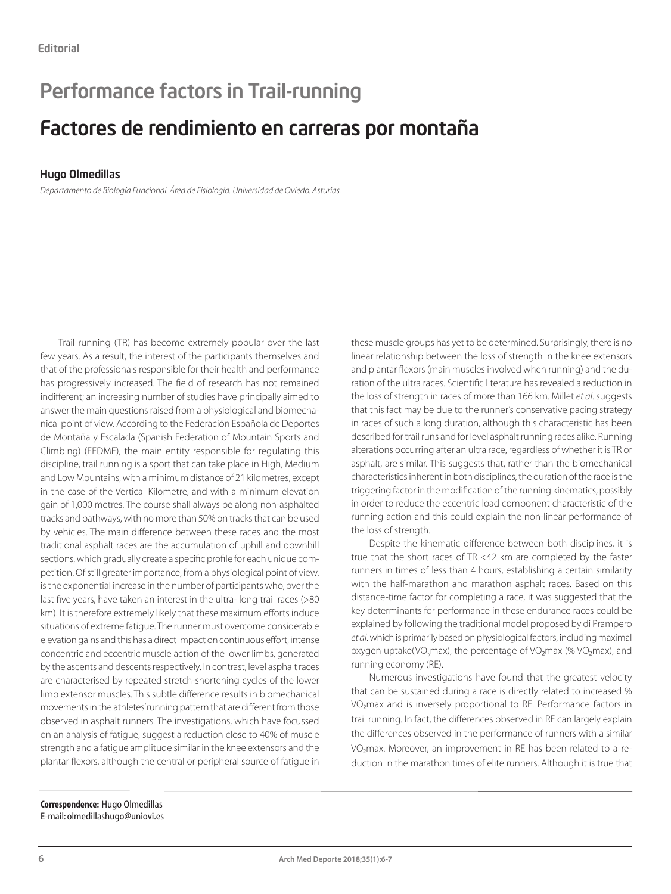Editorial

# Performance factors in Trail-running

# Factores de rendimiento en carreras por montaña

## Hugo Olmedillas

*Departamento de Biología Funcional. Área de Fisiología. Universidad de Oviedo. Asturias.*

Trail running (TR) has become extremely popular over the last few years. As a result, the interest of the participants themselves and that of the professionals responsible for their health and performance has progressively increased. The field of research has not remained indifferent; an increasing number of studies have principally aimed to answer the main questions raised from a physiological and biomechanical point of view. According to the Federación Española de Deportes de Montaña y Escalada (Spanish Federation of Mountain Sports and Climbing) (FEDME), the main entity responsible for regulating this discipline, trail running is a sport that can take place in High, Medium and Low Mountains, with a minimum distance of 21 kilometres, except in the case of the Vertical Kilometre, and with a minimum elevation gain of 1,000 metres. The course shall always be along non-asphalted tracks and pathways, with no more than 50% on tracks that can be used by vehicles. The main difference between these races and the most traditional asphalt races are the accumulation of uphill and downhill sections, which gradually create a specific profile for each unique competition. Of still greater importance, from a physiological point of view, is the exponential increase in the number of participants who, over the last five years, have taken an interest in the ultra- long trail races (>80 km). It is therefore extremely likely that these maximum efforts induce situations of extreme fatigue. The runner must overcome considerable elevation gains and this has a direct impact on continuous effort, intense concentric and eccentric muscle action of the lower limbs, generated by the ascents and descents respectively. In contrast, level asphalt races are characterised by repeated stretch-shortening cycles of the lower limb extensor muscles. This subtle difference results in biomechanical movements in the athletes' running pattern that are different from those observed in asphalt runners. The investigations, which have focussed on an analysis of fatigue, suggest a reduction close to 40% of muscle strength and a fatigue amplitude similar in the knee extensors and the plantar flexors, although the central or peripheral source of fatigue in these muscle groups has yet to be determined. Surprisingly, there is no linear relationship between the loss of strength in the knee extensors and plantar flexors (main muscles involved when running) and the duration of the ultra races. Scientific literature has revealed a reduction in the loss of strength in races of more than 166 km. Millet *et al*. suggests that this fact may be due to the runner's conservative pacing strategy in races of such a long duration, although this characteristic has been described for trail runs and for level asphalt running races alike. Running alterations occurring after an ultra race, regardless of whether it is TR or asphalt, are similar. This suggests that, rather than the biomechanical characteristics inherent in both disciplines, the duration of the race is the triggering factor in the modification of the running kinematics, possibly in order to reduce the eccentric load component characteristic of the running action and this could explain the non-linear performance of the loss of strength.

Despite the kinematic difference between both disciplines, it is true that the short races of TR <42 km are completed by the faster runners in times of less than 4 hours, establishing a certain similarity with the half-marathon and marathon asphalt races. Based on this distance-time factor for completing a race, it was suggested that the key determinants for performance in these endurance races could be explained by following the traditional model proposed by di Prampero *et al*. which is primarily based on physiological factors, including maximal oxygen uptake($VO_2$max), the percentage of $VO_2$max (% $VO_2$max), and running economy (RE).

Numerous investigations have found that the greatest velocity that can be sustained during a race is directly related to increased % $VO_2$max and is inversely proportional to RE. Performance factors in trail running. In fact, the differences observed in RE can largely explain the differences observed in the performance of runners with a similar $VO_2$max. Moreover, an improvement in RE has been related to a reduction in the marathon times of elite runners. Although it is true that

**Correspondence:** Hugo Olmedillas
E-mail: olmedillashugo@uniovi.es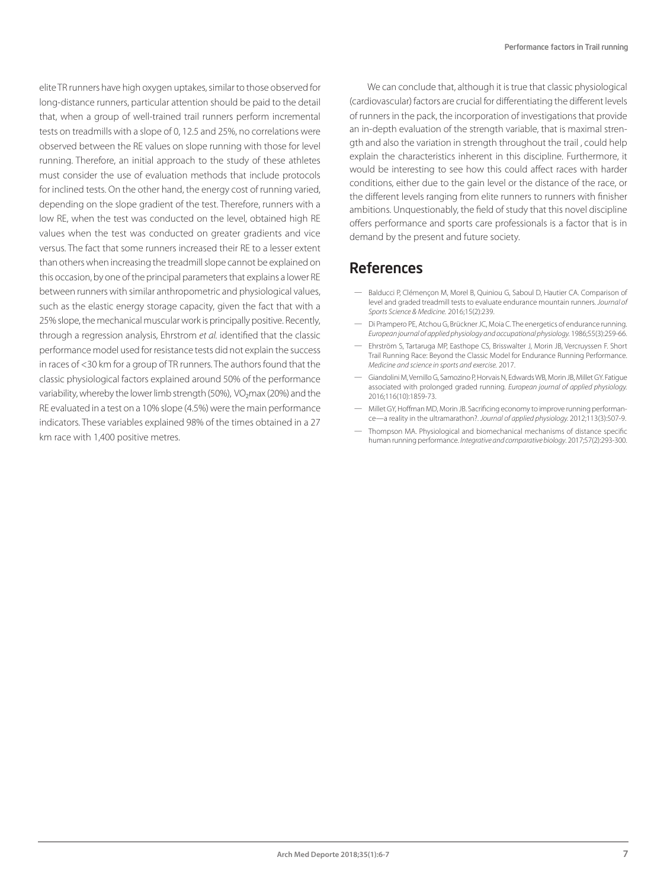elite TR runners have high oxygen uptakes, similar to those observed for long-distance runners, particular attention should be paid to the detail that, when a group of well-trained trail runners perform incremental tests on treadmills with a slope of 0, 12.5 and 25%, no correlations were observed between the RE values on slope running with those for level running. Therefore, an initial approach to the study of these athletes must consider the use of evaluation methods that include protocols for inclined tests. On the other hand, the energy cost of running varied, depending on the slope gradient of the test. Therefore, runners with a low RE, when the test was conducted on the level, obtained high RE values when the test was conducted on greater gradients and vice versus. The fact that some runners increased their RE to a lesser extent than others when increasing the treadmill slope cannot be explained on this occasion, by one of the principal parameters that explains a lower RE between runners with similar anthropometric and physiological values, such as the elastic energy storage capacity, given the fact that with a 25% slope, the mechanical muscular work is principally positive. Recently, through a regression analysis, Ehrstrom *et al.* identified that the classic performance model used for resistance tests did not explain the success in races of <30 km for a group of TR runners. The authors found that the classic physiological factors explained around 50% of the performance variability, whereby the lower limb strength (50%), $VO_2$max (20%) and the RE evaluated in a test on a 10% slope (4.5%) were the main performance indicators. These variables explained 98% of the times obtained in a 27 km race with 1,400 positive metres.

We can conclude that, although it is true that classic physiological (cardiovascular) factors are crucial for differentiating the different levels of runners in the pack, the incorporation of investigations that provide an in-depth evaluation of the strength variable, that is maximal strength and also the variation in strength throughout the trail , could help explain the characteristics inherent in this discipline. Furthermore, it would be interesting to see how this could affect races with harder conditions, either due to the gain level or the distance of the race, or the different levels ranging from elite runners to runners with finisher ambitions. Unquestionably, the field of study that this novel discipline offers performance and sports care professionals is a factor that is in demand by the present and future society.

## References

— Balducci P, Clémençon M, Morel B, Quiniou G, Saboul D, Hautier CA. Comparison of level and graded treadmill tests to evaluate endurance mountain runners. *Journal of Sports Science & Medicine.* 2016;15(2):239.

— Di Prampero PE, Atchou G, Brückner JC, Moia C. The energetics of endurance running. *European journal of applied physiology and occupational physiology.* 1986;55(3):259-66.

— Ehrström S, Tartaruga MP, Easthope CS, Brisswalter J, Morin JB, Vercruyssen F. Short Trail Running Race: Beyond the Classic Model for Endurance Running Performance. *Medicine and science in sports and exercise.* 2017.

— Giandolini M, Vernillo G, Samozino P, Horvais N, Edwards WB, Morin JB, Millet GY. Fatigue associated with prolonged graded running. *European journal of applied physiology.* 2016;116(10):1859-73.

— Millet GY, Hoffman MD, Morin JB. Sacrificing economy to improve running performance—a reality in the ultramarathon?. *Journal of applied physiology.* 2012;113(3):507-9.

— Thompson MA. Physiological and biomechanical mechanisms of distance specific human running performance. *Integrative and comparative biology*. 2017;57(2):293-300.